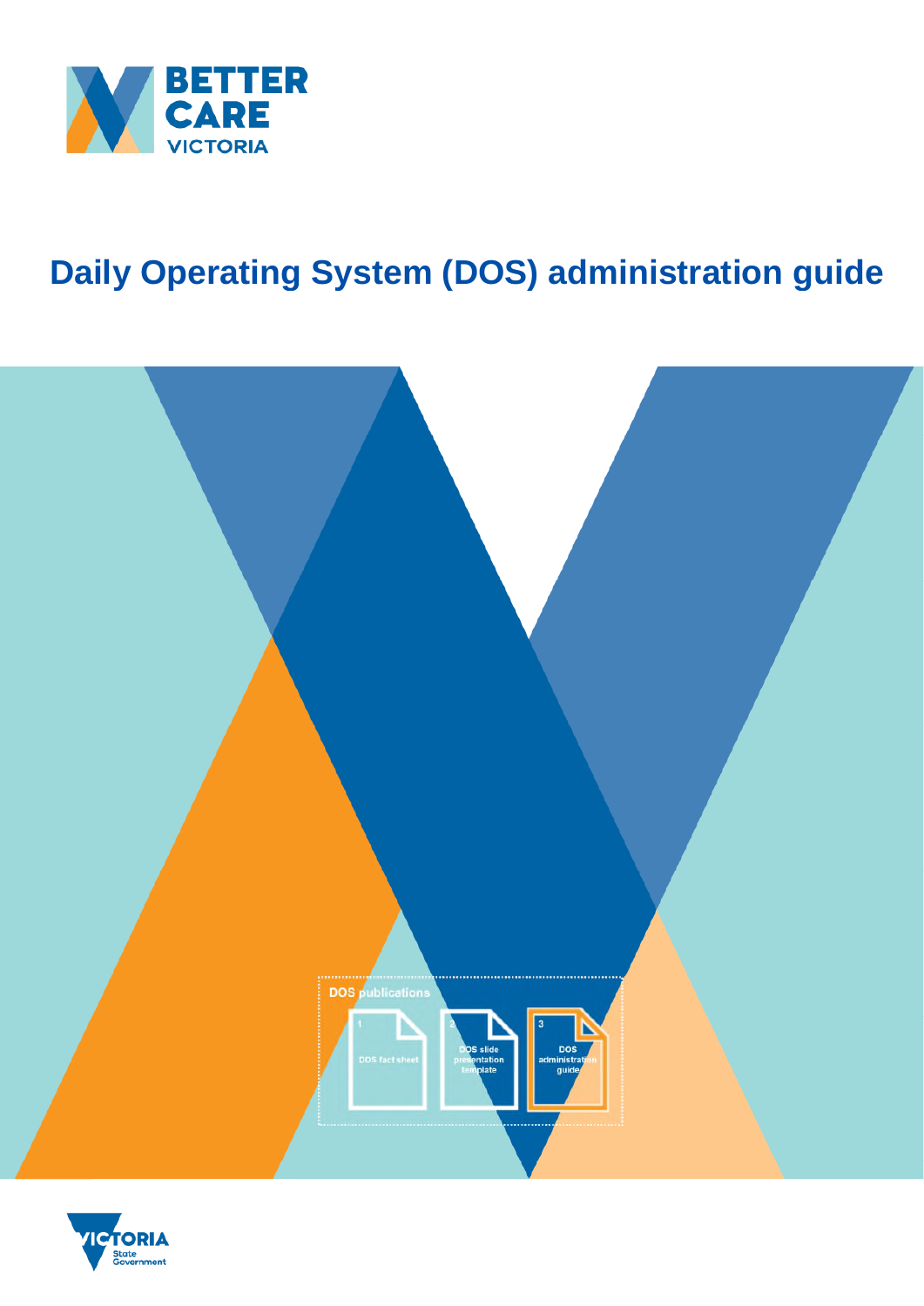BETTER CARE VICTORIA

# Daily Operating System (DOS) administration guide

DOS publications

1 DOS fact sheet

2 DOS slide presentation template

3 DOS administration guide

VICTORIA State Government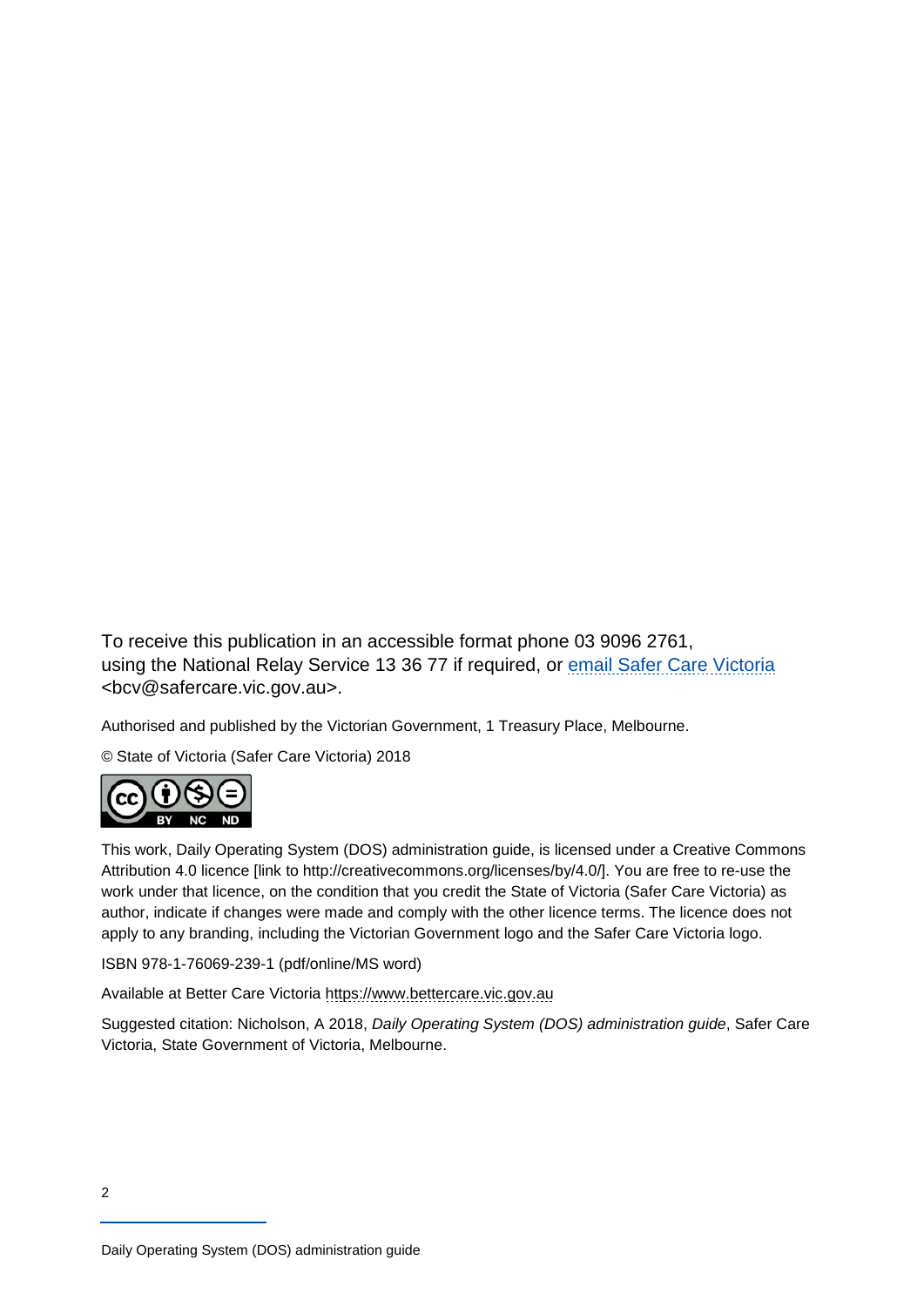To receive this publication in an accessible format phone 03 9096 2761, using the National Relay Service 13 36 77 if required, or [email Safer Care Victoria](mailto:bcv@safercare.vic.gov.au) <bcv@safercare.vic.gov.au>.

Authorised and published by the Victorian Government, 1 Treasury Place, Melbourne.

© State of Victoria (Safer Care Victoria) 2018

This work, Daily Operating System (DOS) administration guide, is licensed under a Creative Commons Attribution 4.0 licence [link to http://creativecommons.org/licenses/by/4.0/]. You are free to re-use the work under that licence, on the condition that you credit the State of Victoria (Safer Care Victoria) as author, indicate if changes were made and comply with the other licence terms. The licence does not apply to any branding, including the Victorian Government logo and the Safer Care Victoria logo.

ISBN 978-1-76069-239-1 (pdf/online/MS word)

Available at Better Care Victoria https://www.bettercare.vic.gov.au

Suggested citation: Nicholson, A 2018, *Daily Operating System (DOS) administration guide*, Safer Care Victoria, State Government of Victoria, Melbourne.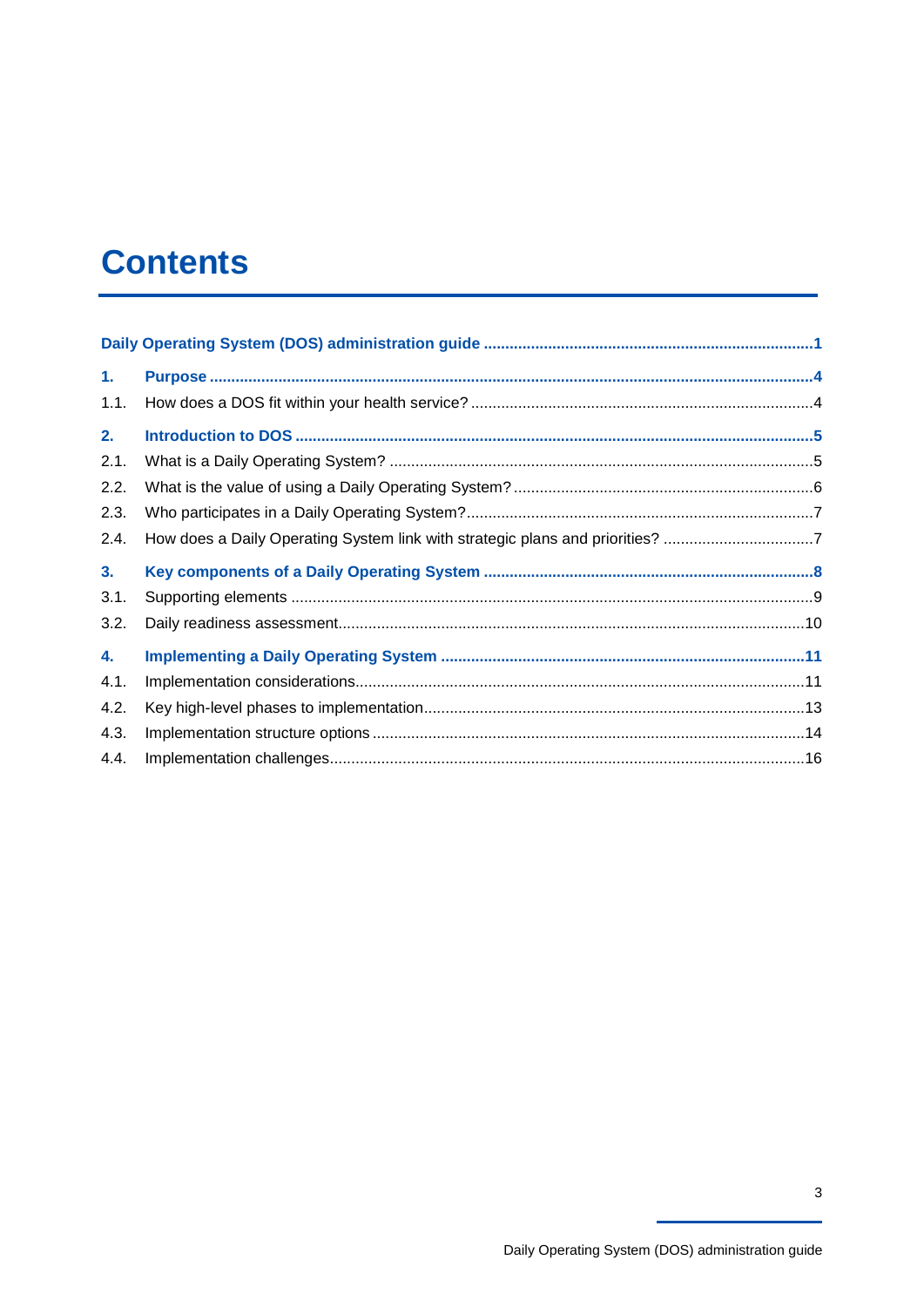# Contents

Daily Operating System (DOS) administration guide ............................................................................1

1. Purpose ..........................................................................................................................................4
   - 1.1. How does a DOS fit within your health service? ...............................................................................4
2. Introduction to DOS ........................................................................................................................5
   - 2.1. What is a Daily Operating System? ..................................................................................................5
   - 2.2. What is the value of using a Daily Operating System? .....................................................................6
   - 2.3. Who participates in a Daily Operating System? ................................................................................7
   - 2.4. How does a Daily Operating System link with strategic plans and priorities? ..................................7
3. Key components of a Daily Operating System ...........................................................................8
   - 3.1. Supporting elements ........................................................................................................................9
   - 3.2. Daily readiness assessment ...........................................................................................................10
4. Implementing a Daily Operating System ...................................................................................11
   - 4.1. Implementation considerations.......................................................................................................11
   - 4.2. Key high-level phases to implementation........................................................................................13
   - 4.3. Implementation structure options ...................................................................................................14
   - 4.4. Implementation challenges.............................................................................................................16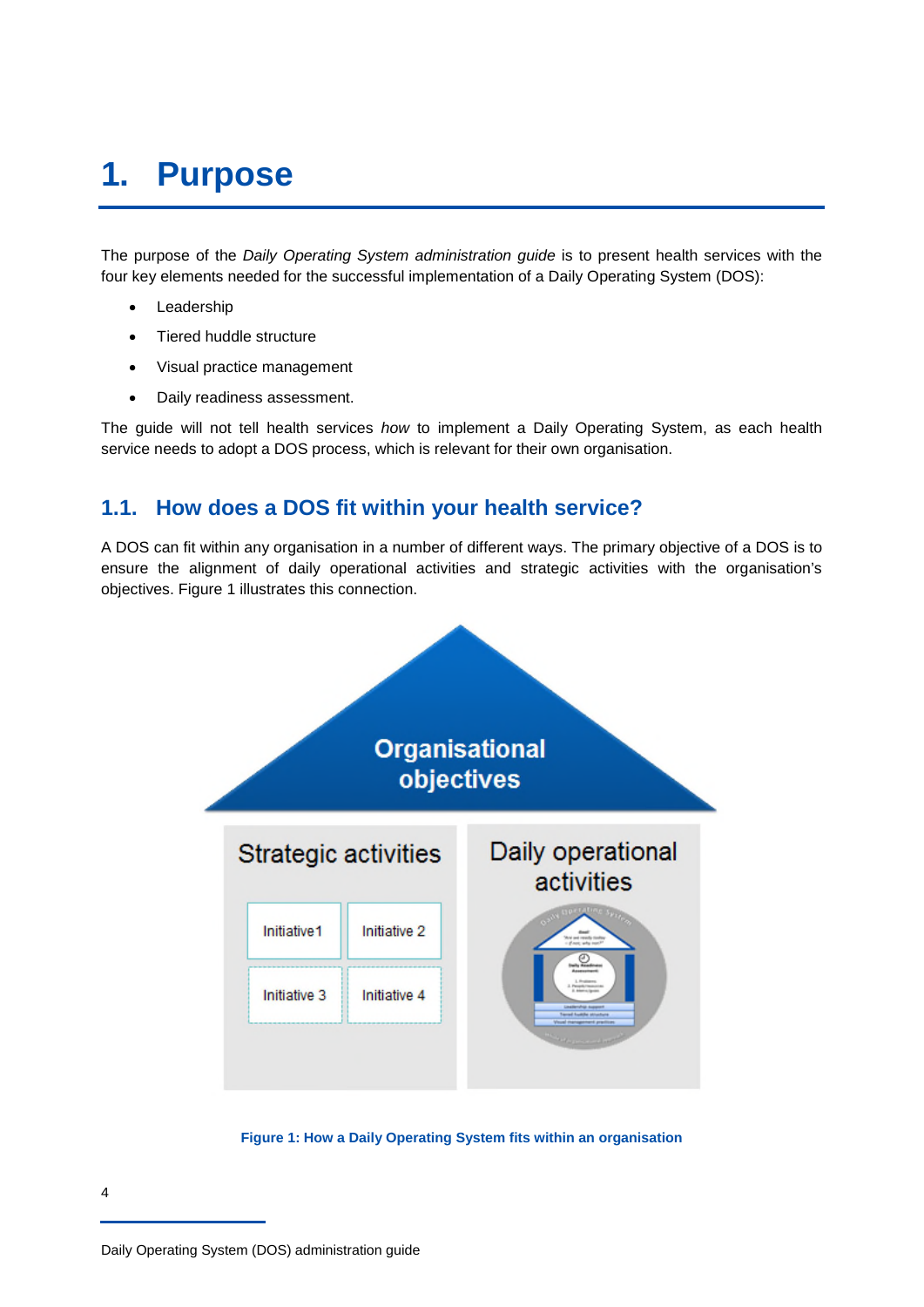# 1. Purpose

The purpose of the *Daily Operating System administration guide* is to present health services with the four key elements needed for the successful implementation of a Daily Operating System (DOS):

- Leadership
- Tiered huddle structure
- Visual practice management
- Daily readiness assessment.

The guide will not tell health services *how* to implement a Daily Operating System, as each health service needs to adopt a DOS process, which is relevant for their own organisation.

## 1.1. How does a DOS fit within your health service?

A DOS can fit within any organisation in a number of different ways. The primary objective of a DOS is to ensure the alignment of daily operational activities and strategic activities with the organisation's objectives. Figure 1 illustrates this connection.

Organisational objectives

Strategic activities

Initiative 1 | Initiative 2 | Initiative 3 | Initiative 4

Daily operational activities

**Figure 1: How a Daily Operating System fits within an organisation**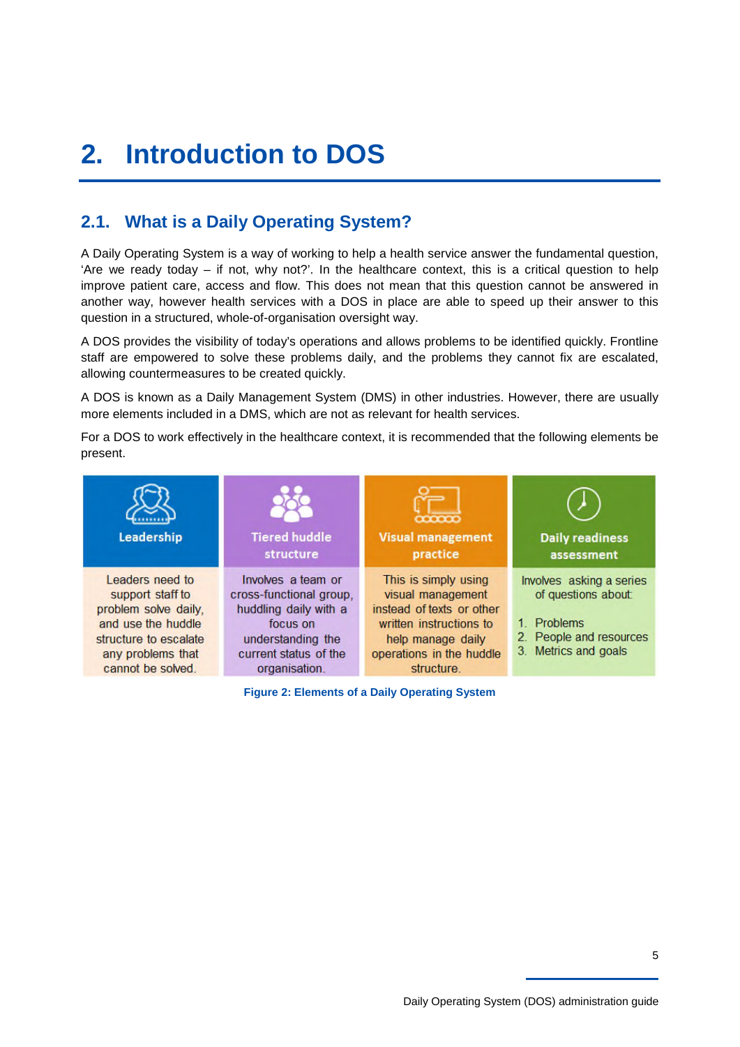# 2. Introduction to DOS

## 2.1. What is a Daily Operating System?

A Daily Operating System is a way of working to help a health service answer the fundamental question, 'Are we ready today – if not, why not?'. In the healthcare context, this is a critical question to help improve patient care, access and flow. This does not mean that this question cannot be answered in another way, however health services with a DOS in place are able to speed up their answer to this question in a structured, whole-of-organisation oversight way.

A DOS provides the visibility of today's operations and allows problems to be identified quickly. Frontline staff are empowered to solve these problems daily, and the problems they cannot fix are escalated, allowing countermeasures to be created quickly.

A DOS is known as a Daily Management System (DMS) in other industries. However, there are usually more elements included in a DMS, which are not as relevant for health services.

For a DOS to work effectively in the healthcare context, it is recommended that the following elements be present.

| Leadership | Tiered huddle structure | Visual management practice | Daily readiness assessment |
|---|---|---|---|
| Leaders need to support staff to problem solve daily, and use the huddle structure to escalate any problems that cannot be solved. | Involves a team or cross-functional group, huddling daily with a focus on understanding the current status of the organisation. | This is simply using visual management instead of texts or other written instructions to help manage daily operations in the huddle structure. | Involves asking a series of questions about:<br>1. Problems<br>2. People and resources<br>3. Metrics and goals |

**Figure 2: Elements of a Daily Operating System**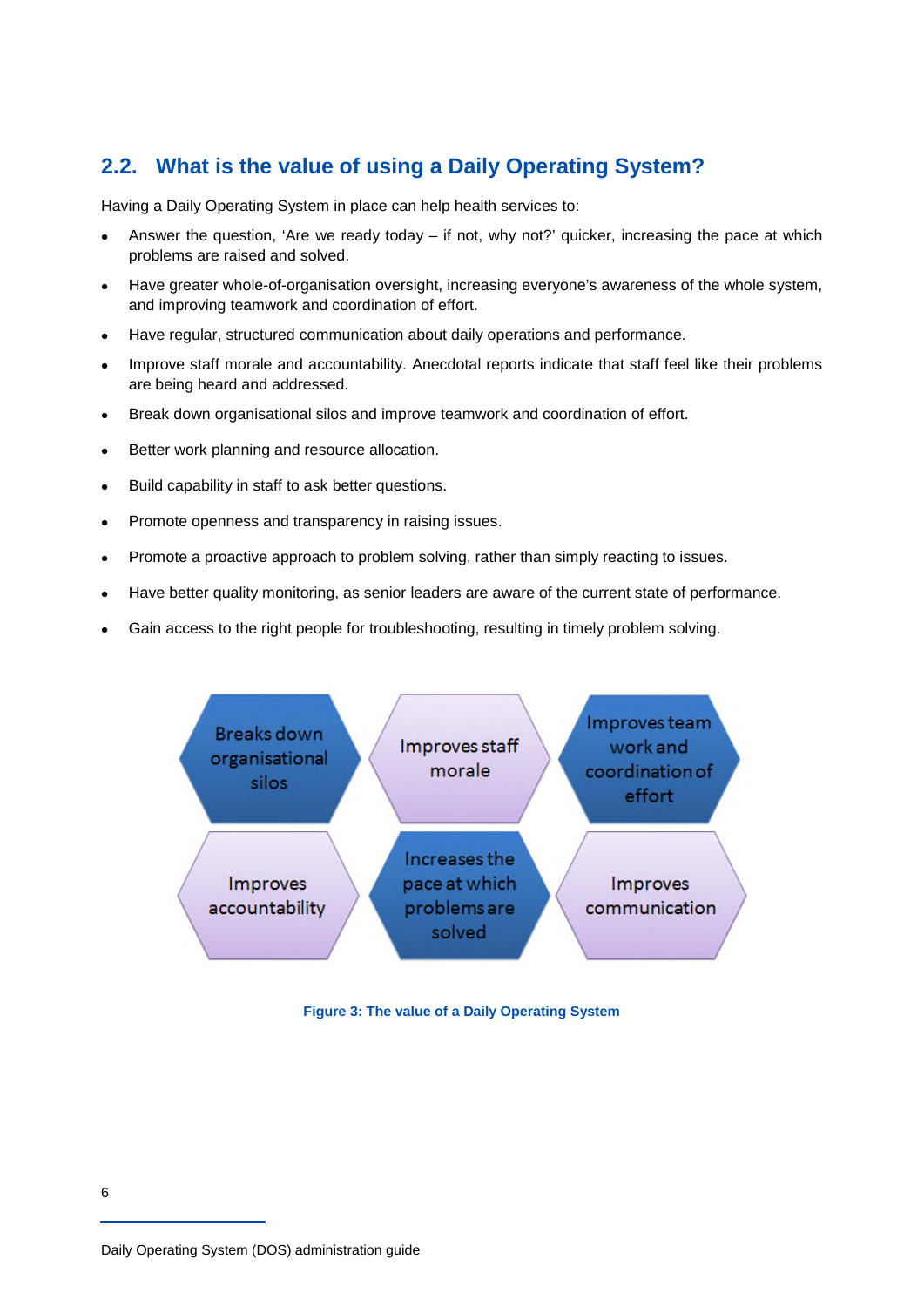## 2.2. What is the value of using a Daily Operating System?

Having a Daily Operating System in place can help health services to:

- Answer the question, 'Are we ready today – if not, why not?' quicker, increasing the pace at which problems are raised and solved.
- Have greater whole-of-organisation oversight, increasing everyone's awareness of the whole system, and improving teamwork and coordination of effort.
- Have regular, structured communication about daily operations and performance.
- Improve staff morale and accountability. Anecdotal reports indicate that staff feel like their problems are being heard and addressed.
- Break down organisational silos and improve teamwork and coordination of effort.
- Better work planning and resource allocation.
- Build capability in staff to ask better questions.
- Promote openness and transparency in raising issues.
- Promote a proactive approach to problem solving, rather than simply reacting to issues.
- Have better quality monitoring, as senior leaders are aware of the current state of performance.
- Gain access to the right people for troubleshooting, resulting in timely problem solving.

Breaks down organisational silos

Improves staff morale

Improves team work and coordination of effort

Improves accountability

Increases the pace at which problems are solved

Improves communication

**Figure 3: The value of a Daily Operating System**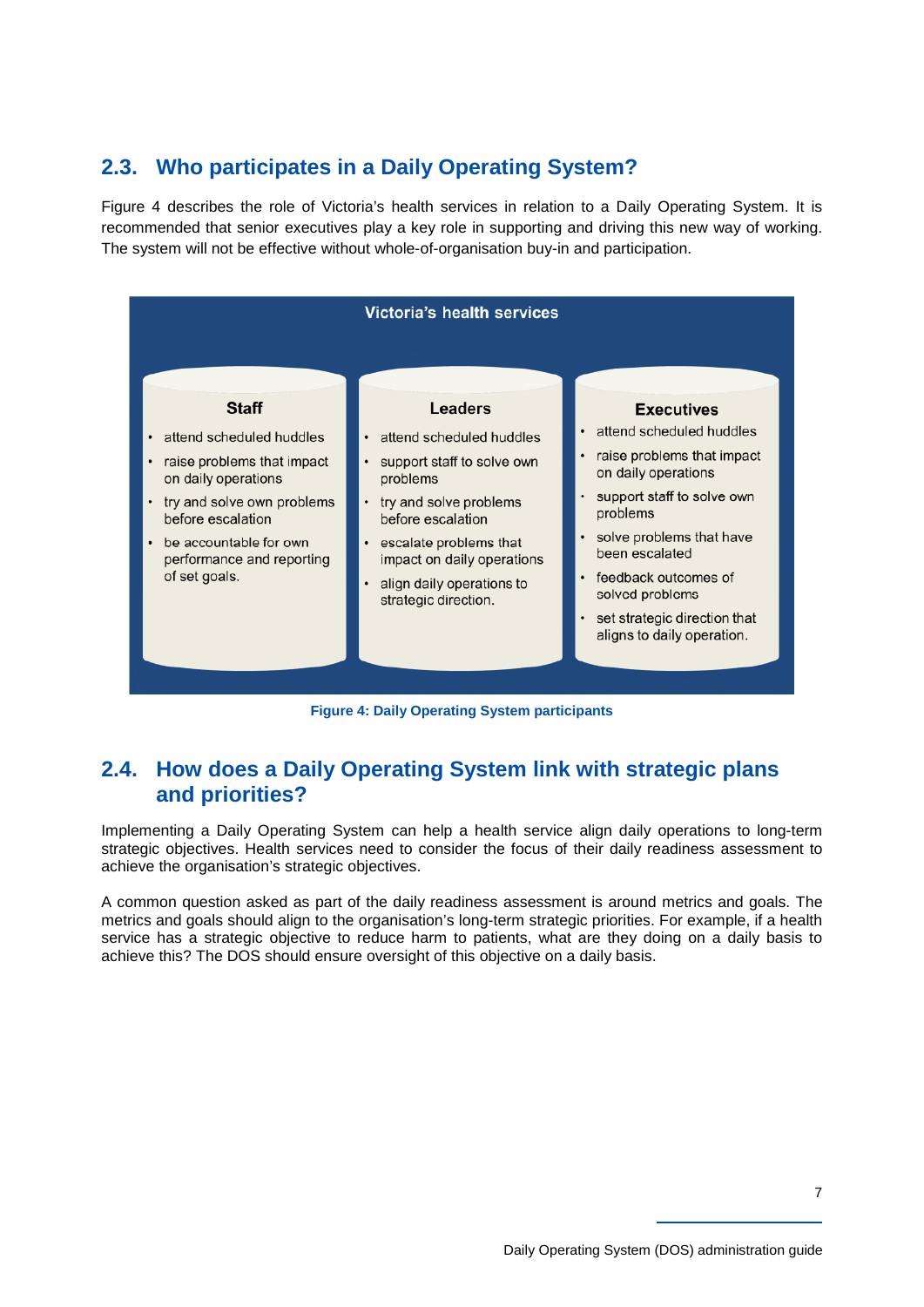## 2.3. Who participates in a Daily Operating System?

Figure 4 describes the role of Victoria's health services in relation to a Daily Operating System. It is recommended that senior executives play a key role in supporting and driving this new way of working. The system will not be effective without whole-of-organisation buy-in and participation.

**Victoria's health services**

**Staff**

- attend scheduled huddles
- raise problems that impact on daily operations
- try and solve own problems before escalation
- be accountable for own performance and reporting of set goals.

**Leaders**

- attend scheduled huddles
- support staff to solve own problems
- try and solve problems before escalation
- escalate problems that impact on daily operations
- align daily operations to strategic direction.

**Executives**

- attend scheduled huddles
- raise problems that impact on daily operations
- support staff to solve own problems
- solve problems that have been escalated
- feedback outcomes of solved problems
- set strategic direction that aligns to daily operation.

**Figure 4: Daily Operating System participants**

## 2.4. How does a Daily Operating System link with strategic plans and priorities?

Implementing a Daily Operating System can help a health service align daily operations to long-term strategic objectives. Health services need to consider the focus of their daily readiness assessment to achieve the organisation's strategic objectives.

A common question asked as part of the daily readiness assessment is around metrics and goals. The metrics and goals should align to the organisation's long-term strategic priorities. For example, if a health service has a strategic objective to reduce harm to patients, what are they doing on a daily basis to achieve this? The DOS should ensure oversight of this objective on a daily basis.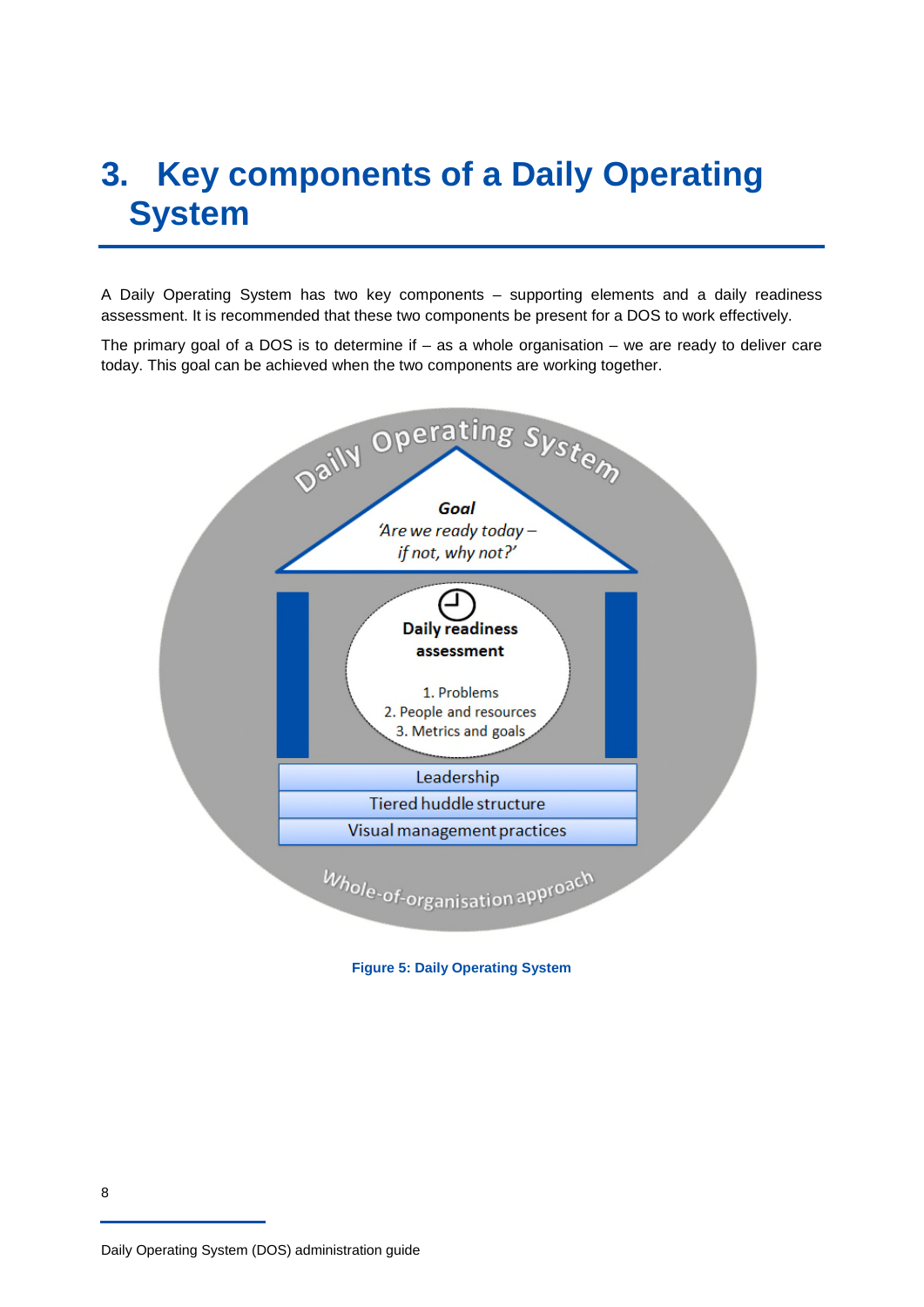# 3. Key components of a Daily Operating System

A Daily Operating System has two key components – supporting elements and a daily readiness assessment. It is recommended that these two components be present for a DOS to work effectively.

The primary goal of a DOS is to determine if – as a whole organisation – we are ready to deliver care today. This goal can be achieved when the two components are working together.

Daily Operating System

**Goal**
*'Are we ready today – if not, why not?'*

**Daily readiness assessment**

1. Problems
2. People and resources
3. Metrics and goals

Leadership

Tiered huddle structure

Visual management practices

Whole-of-organisation approach

**Figure 5: Daily Operating System**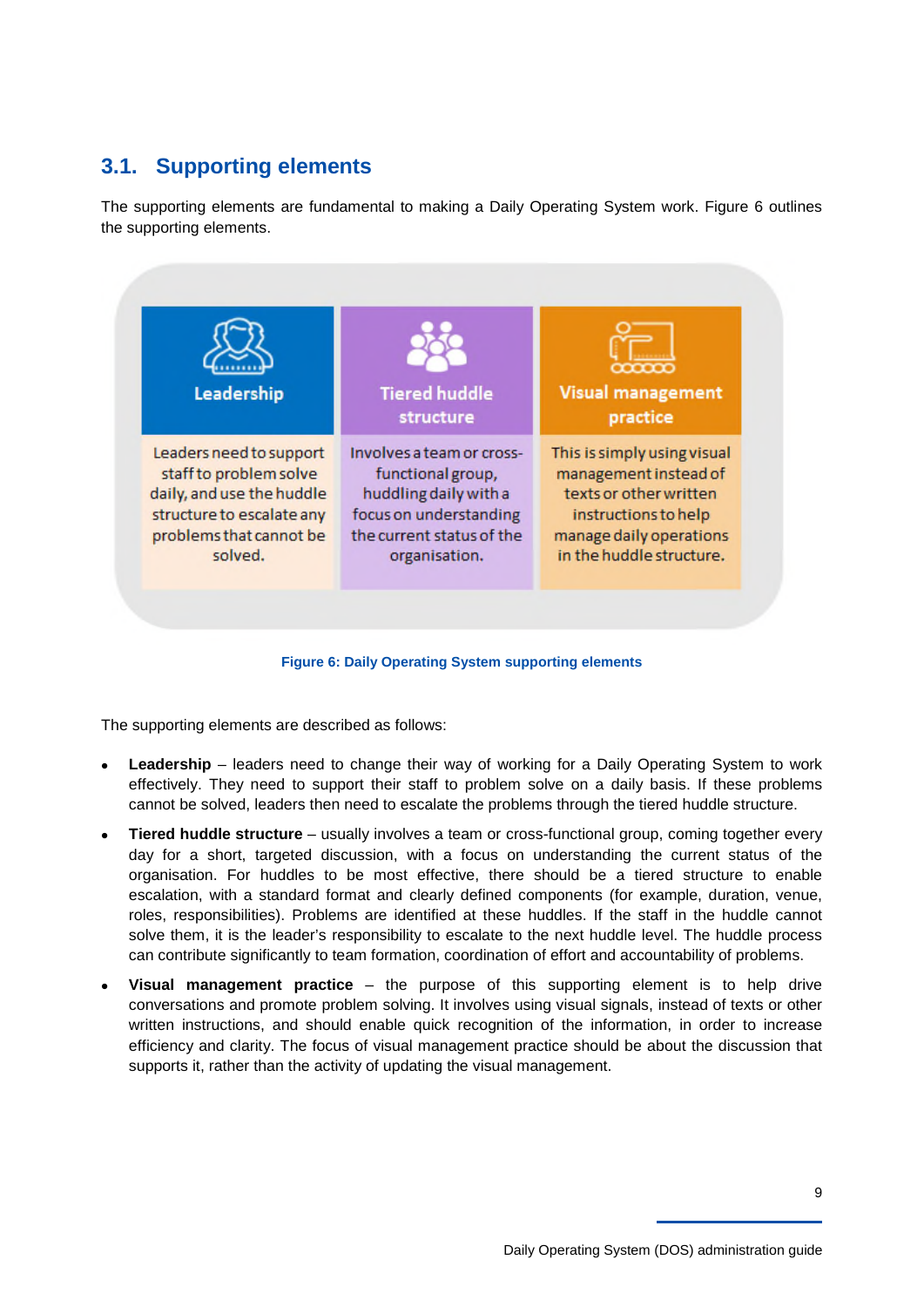## 3.1. Supporting elements

The supporting elements are fundamental to making a Daily Operating System work. Figure 6 outlines the supporting elements.

| Leadership | Tiered huddle structure | Visual management practice |
| --- | --- | --- |
| Leaders need to support staff to problem solve daily, and use the huddle structure to escalate any problems that cannot be solved. | Involves a team or cross-functional group, huddling daily with a focus on understanding the current status of the organisation. | This is simply using visual management instead of texts or other written instructions to help manage daily operations in the huddle structure. |

**Figure 6: Daily Operating System supporting elements**

The supporting elements are described as follows:

- **Leadership** – leaders need to change their way of working for a Daily Operating System to work effectively. They need to support their staff to problem solve on a daily basis. If these problems cannot be solved, leaders then need to escalate the problems through the tiered huddle structure.
- **Tiered huddle structure** – usually involves a team or cross-functional group, coming together every day for a short, targeted discussion, with a focus on understanding the current status of the organisation. For huddles to be most effective, there should be a tiered structure to enable escalation, with a standard format and clearly defined components (for example, duration, venue, roles, responsibilities). Problems are identified at these huddles. If the staff in the huddle cannot solve them, it is the leader's responsibility to escalate to the next huddle level. The huddle process can contribute significantly to team formation, coordination of effort and accountability of problems.
- **Visual management practice** – the purpose of this supporting element is to help drive conversations and promote problem solving. It involves using visual signals, instead of texts or other written instructions, and should enable quick recognition of the information, in order to increase efficiency and clarity. The focus of visual management practice should be about the discussion that supports it, rather than the activity of updating the visual management.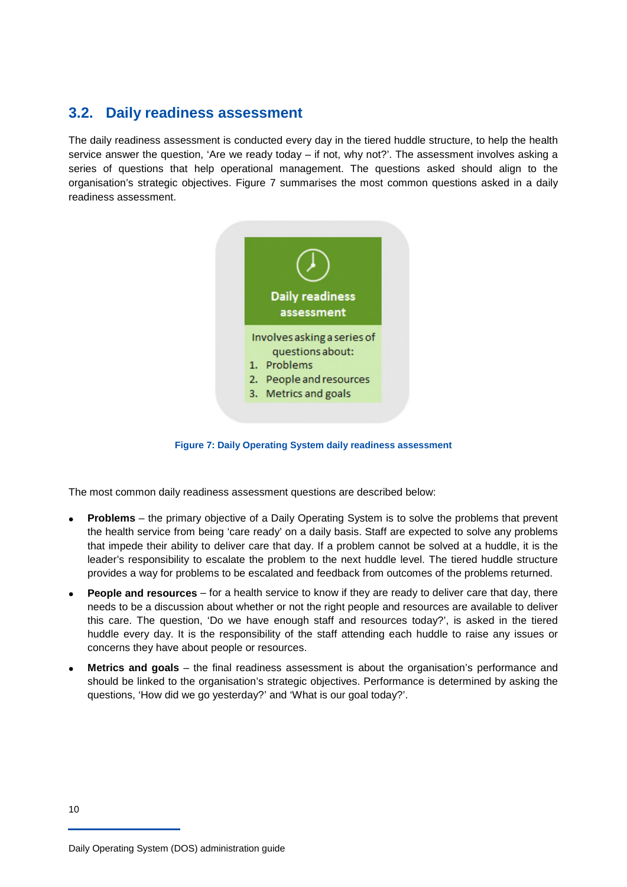## 3.2. Daily readiness assessment

The daily readiness assessment is conducted every day in the tiered huddle structure, to help the health service answer the question, 'Are we ready today – if not, why not?'. The assessment involves asking a series of questions that help operational management. The questions asked should align to the organisation's strategic objectives. Figure 7 summarises the most common questions asked in a daily readiness assessment.

**Daily readiness assessment**

Involves asking a series of questions about:

1. Problems
2. People and resources
3. Metrics and goals

**Figure 7: Daily Operating System daily readiness assessment**

The most common daily readiness assessment questions are described below:

- **Problems** – the primary objective of a Daily Operating System is to solve the problems that prevent the health service from being 'care ready' on a daily basis. Staff are expected to solve any problems that impede their ability to deliver care that day. If a problem cannot be solved at a huddle, it is the leader's responsibility to escalate the problem to the next huddle level. The tiered huddle structure provides a way for problems to be escalated and feedback from outcomes of the problems returned.
- **People and resources** – for a health service to know if they are ready to deliver care that day, there needs to be a discussion about whether or not the right people and resources are available to deliver this care. The question, 'Do we have enough staff and resources today?', is asked in the tiered huddle every day. It is the responsibility of the staff attending each huddle to raise any issues or concerns they have about people or resources.
- **Metrics and goals** – the final readiness assessment is about the organisation's performance and should be linked to the organisation's strategic objectives. Performance is determined by asking the questions, 'How did we go yesterday?' and 'What is our goal today?'.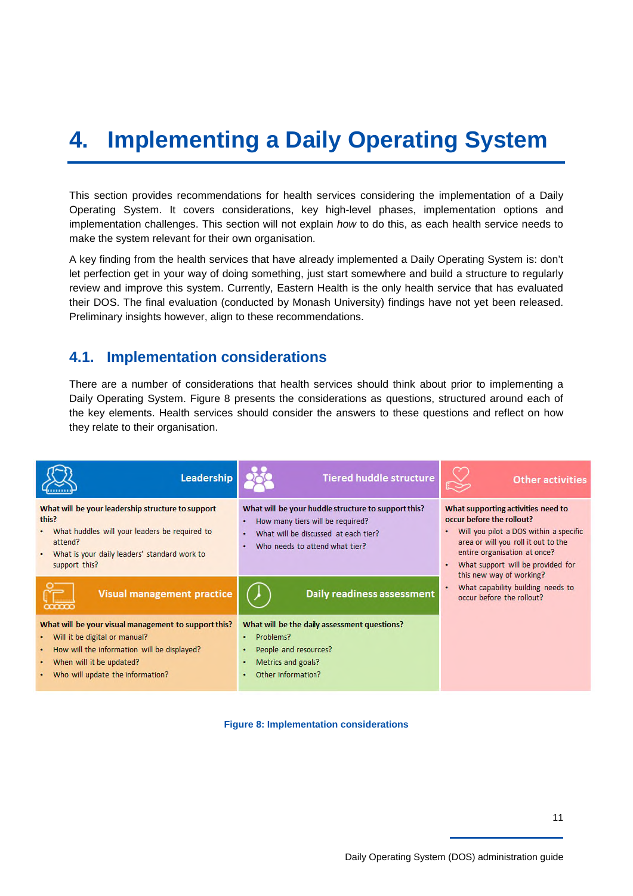# 4. Implementing a Daily Operating System

This section provides recommendations for health services considering the implementation of a Daily Operating System. It covers considerations, key high-level phases, implementation options and implementation challenges. This section will not explain *how* to do this, as each health service needs to make the system relevant for their own organisation.

A key finding from the health services that have already implemented a Daily Operating System is: don't let perfection get in your way of doing something, just start somewhere and build a structure to regularly review and improve this system. Currently, Eastern Health is the only health service that has evaluated their DOS. The final evaluation (conducted by Monash University) findings have not yet been released. Preliminary insights however, align to these recommendations.

## 4.1. Implementation considerations

There are a number of considerations that health services should think about prior to implementing a Daily Operating System. Figure 8 presents the considerations as questions, structured around each of the key elements. Health services should consider the answers to these questions and reflect on how they relate to their organisation.

**Leadership**

**What will be your leadership structure to support this?**

- What huddles will your leaders be required to attend?
- What is your daily leaders' standard work to support this?

**Tiered huddle structure**

**What will be your huddle structure to support this?**

- How many tiers will be required?
- What will be discussed at each tier?
- Who needs to attend what tier?

**Other activities**

**What supporting activities need to occur before the rollout?**

- Will you pilot a DOS within a specific area or will you roll it out to the entire organisation at once?
- What support will be provided for this new way of working?
- What capability building needs to occur before the rollout?

**Visual management practice**

**What will be your visual management to support this?**

- Will it be digital or manual?
- How will the information will be displayed?
- When will it be updated?
- Who will update the information?

**Daily readiness assessment**

**What will be the daily assessment questions?**

- Problems?
- People and resources?
- Metrics and goals?
- Other information?

Figure 8: Implementation considerations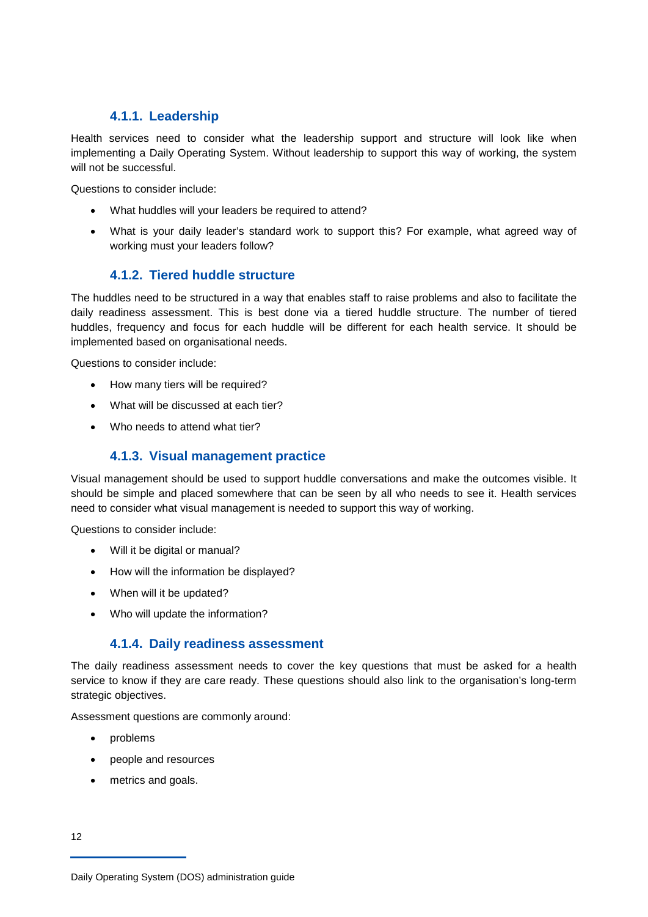### 4.1.1. Leadership

Health services need to consider what the leadership support and structure will look like when implementing a Daily Operating System. Without leadership to support this way of working, the system will not be successful.

Questions to consider include:

- What huddles will your leaders be required to attend?
- What is your daily leader's standard work to support this? For example, what agreed way of working must your leaders follow?

### 4.1.2. Tiered huddle structure

The huddles need to be structured in a way that enables staff to raise problems and also to facilitate the daily readiness assessment. This is best done via a tiered huddle structure. The number of tiered huddles, frequency and focus for each huddle will be different for each health service. It should be implemented based on organisational needs.

Questions to consider include:

- How many tiers will be required?
- What will be discussed at each tier?
- Who needs to attend what tier?

### 4.1.3. Visual management practice

Visual management should be used to support huddle conversations and make the outcomes visible. It should be simple and placed somewhere that can be seen by all who needs to see it. Health services need to consider what visual management is needed to support this way of working.

Questions to consider include:

- Will it be digital or manual?
- How will the information be displayed?
- When will it be updated?
- Who will update the information?

### 4.1.4. Daily readiness assessment

The daily readiness assessment needs to cover the key questions that must be asked for a health service to know if they are care ready. These questions should also link to the organisation's long-term strategic objectives.

Assessment questions are commonly around:

- problems
- people and resources
- metrics and goals.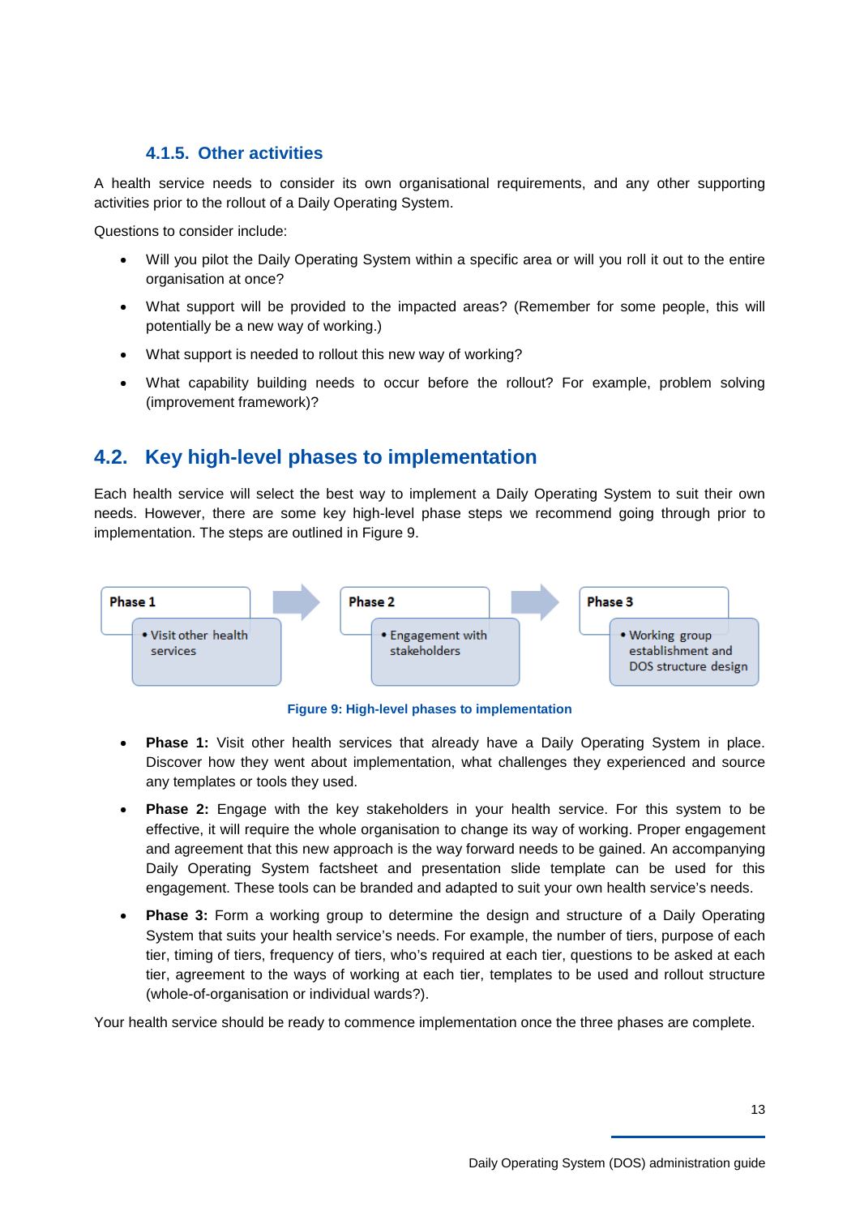### 4.1.5. Other activities

A health service needs to consider its own organisational requirements, and any other supporting activities prior to the rollout of a Daily Operating System.

Questions to consider include:

- Will you pilot the Daily Operating System within a specific area or will you roll it out to the entire organisation at once?
- What support will be provided to the impacted areas? (Remember for some people, this will potentially be a new way of working.)
- What support is needed to rollout this new way of working?
- What capability building needs to occur before the rollout? For example, problem solving (improvement framework)?

## 4.2. Key high-level phases to implementation

Each health service will select the best way to implement a Daily Operating System to suit their own needs. However, there are some key high-level phase steps we recommend going through prior to implementation. The steps are outlined in Figure 9.

**Phase 1**
- Visit other health services

**Phase 2**
- Engagement with stakeholders

**Phase 3**
- Working group establishment and DOS structure design

**Figure 9: High-level phases to implementation**

- **Phase 1:** Visit other health services that already have a Daily Operating System in place. Discover how they went about implementation, what challenges they experienced and source any templates or tools they used.
- **Phase 2:** Engage with the key stakeholders in your health service. For this system to be effective, it will require the whole organisation to change its way of working. Proper engagement and agreement that this new approach is the way forward needs to be gained. An accompanying Daily Operating System factsheet and presentation slide template can be used for this engagement. These tools can be branded and adapted to suit your own health service's needs.
- **Phase 3:** Form a working group to determine the design and structure of a Daily Operating System that suits your health service's needs. For example, the number of tiers, purpose of each tier, timing of tiers, frequency of tiers, who's required at each tier, questions to be asked at each tier, agreement to the ways of working at each tier, templates to be used and rollout structure (whole-of-organisation or individual wards?).

Your health service should be ready to commence implementation once the three phases are complete.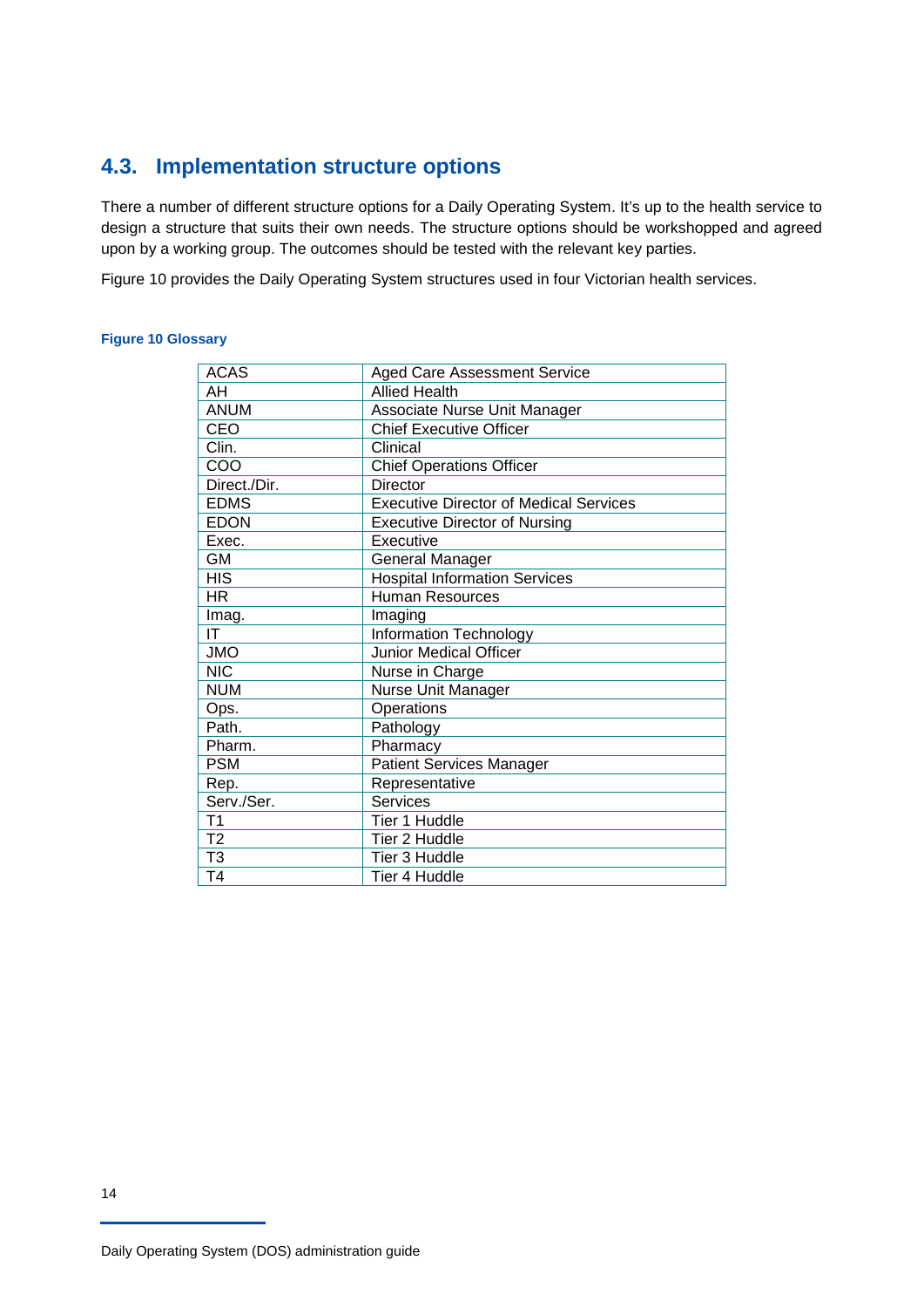## 4.3. Implementation structure options

There a number of different structure options for a Daily Operating System. It's up to the health service to design a structure that suits their own needs. The structure options should be workshopped and agreed upon by a working group. The outcomes should be tested with the relevant key parties.

Figure 10 provides the Daily Operating System structures used in four Victorian health services.

**Figure 10 Glossary**

| | |
|---|---|
| ACAS | Aged Care Assessment Service |
| AH | Allied Health |
| ANUM | Associate Nurse Unit Manager |
| CEO | Chief Executive Officer |
| Clin. | Clinical |
| COO | Chief Operations Officer |
| Direct./Dir. | Director |
| EDMS | Executive Director of Medical Services |
| EDON | Executive Director of Nursing |
| Exec. | Executive |
| GM | General Manager |
| HIS | Hospital Information Services |
| HR | Human Resources |
| Imag. | Imaging |
| IT | Information Technology |
| JMO | Junior Medical Officer |
| NIC | Nurse in Charge |
| NUM | Nurse Unit Manager |
| Ops. | Operations |
| Path. | Pathology |
| Pharm. | Pharmacy |
| PSM | Patient Services Manager |
| Rep. | Representative |
| Serv./Ser. | Services |
| T1 | Tier 1 Huddle |
| T2 | Tier 2 Huddle |
| T3 | Tier 3 Huddle |
| T4 | Tier 4 Huddle |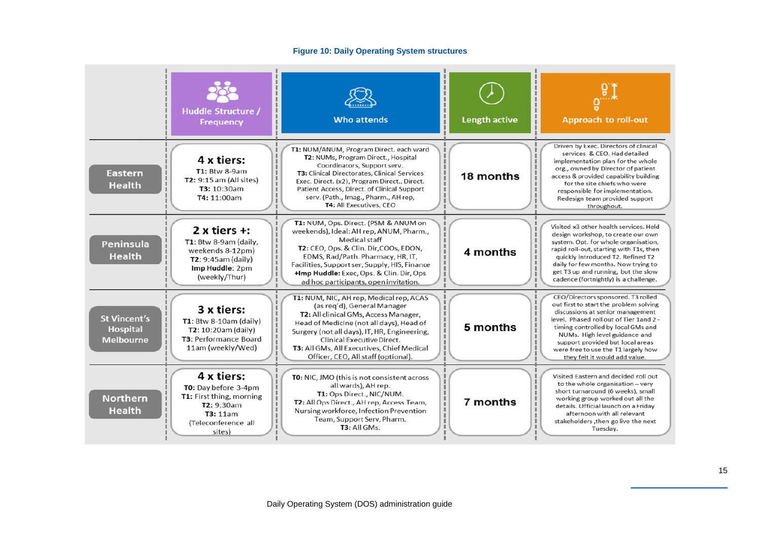**Figure 10: Daily Operating System structures**

| | Huddle Structure / Frequency | Who attends | Length active | Approach to roll-out |
|---|---|---|---|---|
| **Eastern Health** | **4 x tiers:**<br>**T1:** Btw 8-9am<br>**T2:** 9:15 am (All sites)<br>**T3:** 10:30am<br>**T4:** 11:00am | **T1:** NUM/ANUM, Program Direct. each ward<br>**T2:** NUMs, Program Direct., Hospital Coordinators, Support serv.<br>**T3:** Clinical Directorates, Clinical Services Exec. Direct. (x2), Program Direct., Direct. Patient Access, Direct. of Clinical Support serv. (Path., Imag., Pharm., AH rep,<br>**T4:** All Executives, CEO | **18 months** | Driven by Exec. Directors of clinical services & CEO. Had detailed implementation plan for the whole org., owned by Director of patient access & provided capability building for the site chiefs who were responsible for implementation. Redesign team provided support throughout. |
| **Peninsula Health** | **2 x tiers +:**<br>**T1:** Btw 8-9am (daily, weekends 8-12pm)<br>**T2:** 9:45am (daily)<br>**Imp Huddle**: 2pm (weekly/Thur) | **T1:** NUM, Ops. Direct. (PSM & ANUM on weekends), Ideal: AH rep, ANUM, Pharm., Medical staff<br>**T2:** CEO, Ops. & Clin. Dir, COOs, EDON, EDMS, Rad/Path. Pharmacy, HR, IT, Facilities, Support ser, Supply, HIS, Finance<br>**+Imp Huddle:** Exec, Ops. & Clin. Dir, Ops ad hoc participants, open invitation. | **4 months** | Visited x3 other health services. Held design workshop, to create our own system. Opt. for whole organisation, rapid roll-out, starting with T1s, then quickly introduced T2. Refined T2 daily for few months. Now trying to get T3 up and running, but the slow cadence (fortnightly) is a challenge. |
| **St Vincent's Hospital Melbourne** | **3 x tiers:**<br>**T1**: Btw 8-10am (daily)<br>T2: 10:20am (daily)<br>**T3**: Performance Board 11am (weekly/Wed) | **T1:** NUM, NIC, AH rep, Medical rep, ACAS (as req'd), General Manager<br>**T2:** All clinical GMs, Access Manager, Head of Medicine (not all days), Head of Surgery (not all days), IT, HR, Engineering, Clinical Executive Direct.<br>**T3:** All GMs, All Executives, Chief Medical Officer, CEO, All staff (optional). | **5 months** | CEO/Directors sponsored. T3 rolled out first to start the problem solving discussions at senior management level. Phased roll out of Tier 1and 2 - timing controlled by local GMs and NUMs. High level guidance and support provided but local areas were free to use the T1 largely how they felt it would add value. |
| **Northern Health** | **4 x tiers:**<br>**T0:** Day before 3-4pm<br>**T1:** First thing, morning<br>**T2:** 9:30am<br>**T3:** 11am<br>(Teleconference all sites) | **T0:** NIC, JMO (this is not consistent across all wards), AH rep.<br>**T1:** Ops Direct., NIC/NUM.<br>**T2:** All Ops Direct., AH rep, Access Team, Nursing workforce, Infection Prevention Team, Support Serv, Pharm.<br>**T3:** All GMs. | **7 months** | Visited Eastern and decided roll out to the whole organisation – very short turnaround (6 weeks), small working group worked out all the details. Official launch on a Friday afternoon with all relevant stakeholders, then go live the next Tuesday. |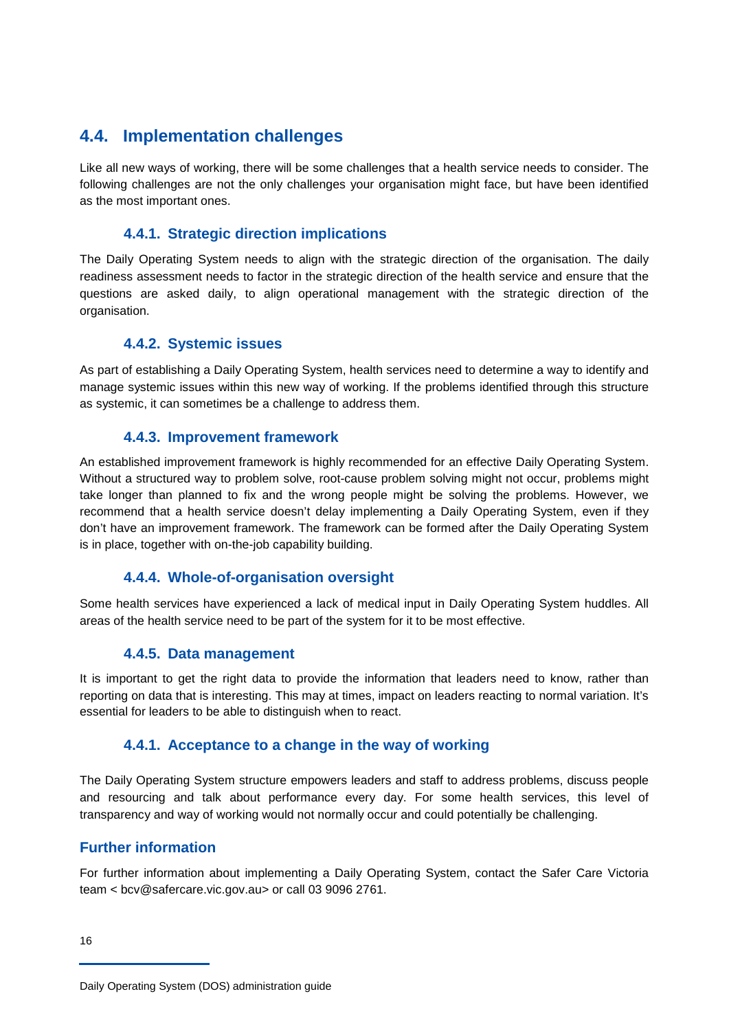## 4.4. Implementation challenges

Like all new ways of working, there will be some challenges that a health service needs to consider. The following challenges are not the only challenges your organisation might face, but have been identified as the most important ones.

### 4.4.1. Strategic direction implications

The Daily Operating System needs to align with the strategic direction of the organisation. The daily readiness assessment needs to factor in the strategic direction of the health service and ensure that the questions are asked daily, to align operational management with the strategic direction of the organisation.

### 4.4.2. Systemic issues

As part of establishing a Daily Operating System, health services need to determine a way to identify and manage systemic issues within this new way of working. If the problems identified through this structure as systemic, it can sometimes be a challenge to address them.

### 4.4.3. Improvement framework

An established improvement framework is highly recommended for an effective Daily Operating System. Without a structured way to problem solve, root-cause problem solving might not occur, problems might take longer than planned to fix and the wrong people might be solving the problems. However, we recommend that a health service doesn't delay implementing a Daily Operating System, even if they don't have an improvement framework. The framework can be formed after the Daily Operating System is in place, together with on-the-job capability building.

### 4.4.4. Whole-of-organisation oversight

Some health services have experienced a lack of medical input in Daily Operating System huddles. All areas of the health service need to be part of the system for it to be most effective.

### 4.4.5. Data management

It is important to get the right data to provide the information that leaders need to know, rather than reporting on data that is interesting. This may at times, impact on leaders reacting to normal variation. It's essential for leaders to be able to distinguish when to react.

### 4.4.1. Acceptance to a change in the way of working

The Daily Operating System structure empowers leaders and staff to address problems, discuss people and resourcing and talk about performance every day. For some health services, this level of transparency and way of working would not normally occur and could potentially be challenging.

## Further information

For further information about implementing a Daily Operating System, contact the Safer Care Victoria team < bcv@safercare.vic.gov.au> or call 03 9096 2761.